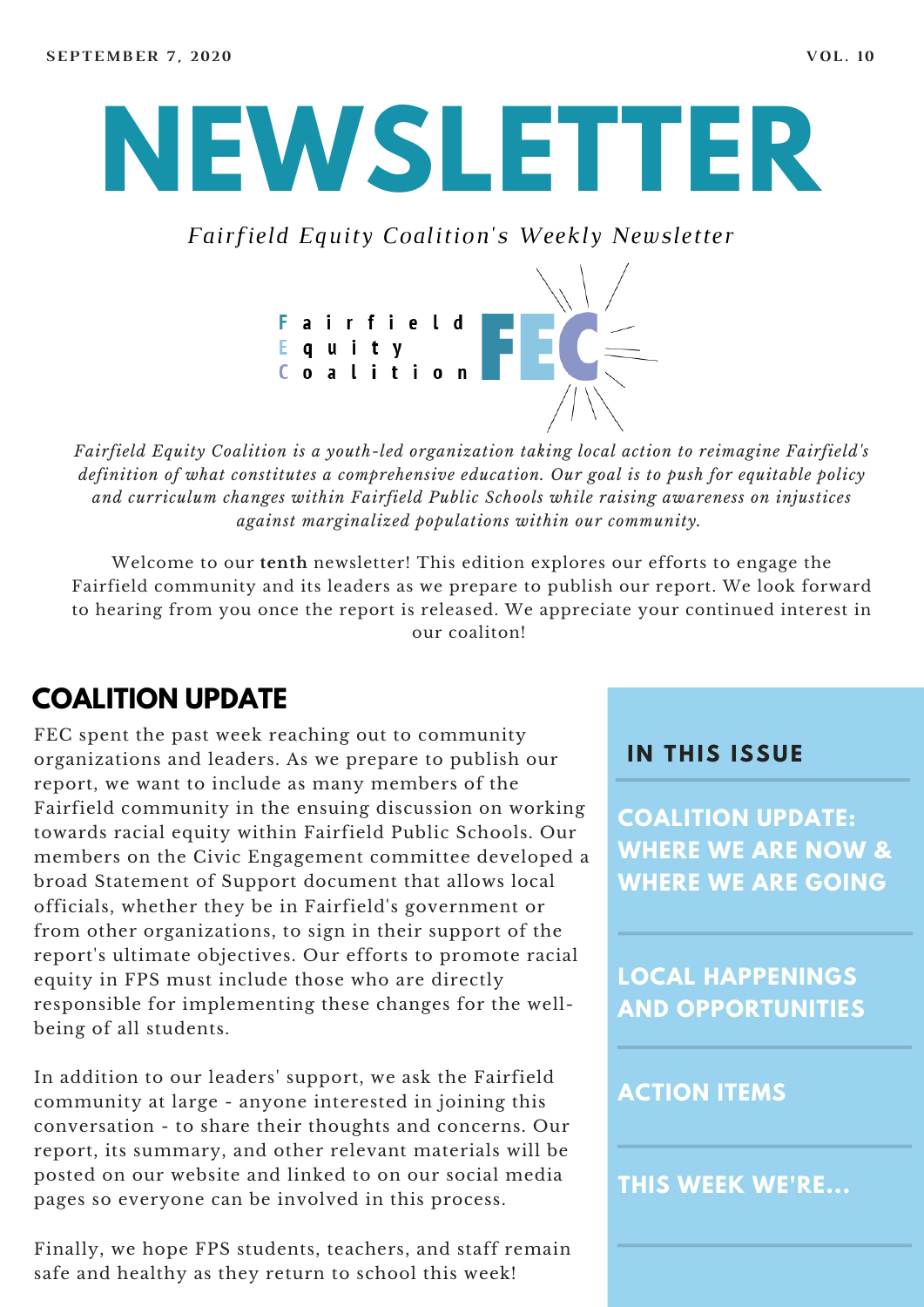SEPTEMBER 7, 2020 VOL. 10

# NEWSLETTER

*Fairfield Equity Coalition's Weekly Newsletter*

Fairfield Equity Coalition FEC

*Fairfield Equity Coalition is a youth-led organization taking local action to reimagine Fairfield's definition of what constitutes a comprehensive education. Our goal is to push for equitable policy and curriculum changes within Fairfield Public Schools while raising awareness on injustices against marginalized populations within our community.*

Welcome to our **tenth** newsletter! This edition explores our efforts to engage the Fairfield community and its leaders as we prepare to publish our report. We look forward to hearing from you once the report is released. We appreciate your continued interest in our coaliton!

## COALITION UPDATE

FEC spent the past week reaching out to community organizations and leaders. As we prepare to publish our report, we want to include as many members of the Fairfield community in the ensuing discussion on working towards racial equity within Fairfield Public Schools. Our members on the Civic Engagement committee developed a broad Statement of Support document that allows local officials, whether they be in Fairfield's government or from other organizations, to sign in their support of the report's ultimate objectives. Our efforts to promote racial equity in FPS must include those who are directly responsible for implementing these changes for the well-being of all students.

In addition to our leaders' support, we ask the Fairfield community at large - anyone interested in joining this conversation - to share their thoughts and concerns. Our report, its summary, and other relevant materials will be posted on our website and linked to on our social media pages so everyone can be involved in this process.

Finally, we hope FPS students, teachers, and staff remain safe and healthy as they return to school this week!

### IN THIS ISSUE

- COALITION UPDATE: WHERE WE ARE NOW & WHERE WE ARE GOING
- LOCAL HAPPENINGS AND OPPORTUNITIES
- ACTION ITEMS
- THIS WEEK WE'RE...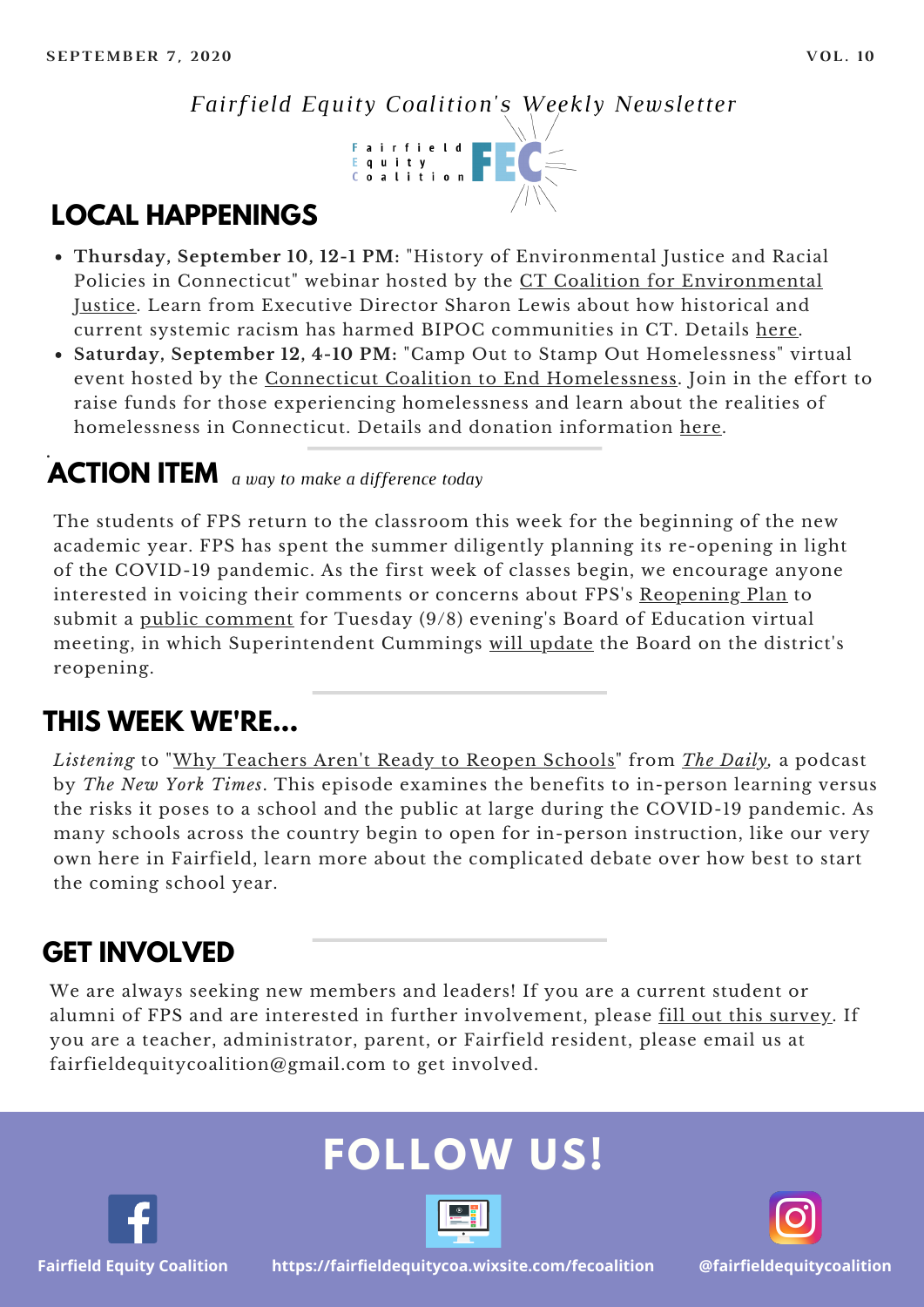SEPTEMBER 7, 2020

VOL. 10

*Fairfield Equity Coalition's Weekly Newsletter*

Fairfield Equity Coalition FEC

## LOCAL HAPPENINGS

- **Thursday, September 10, 12-1 PM:** "History of Environmental Justice and Racial Policies in Connecticut" webinar hosted by the CT Coalition for Environmental Justice. Learn from Executive Director Sharon Lewis about how historical and current systemic racism has harmed BIPOC communities in CT. Details here.
- **Saturday, September 12, 4-10 PM:** "Camp Out to Stamp Out Homelessness" virtual event hosted by the Connecticut Coalition to End Homelessness. Join in the effort to raise funds for those experiencing homelessness and learn about the realities of homelessness in Connecticut. Details and donation information here.

## ACTION ITEM *a way to make a difference today*

The students of FPS return to the classroom this week for the beginning of the new academic year. FPS has spent the summer diligently planning its re-opening in light of the COVID-19 pandemic. As the first week of classes begin, we encourage anyone interested in voicing their comments or concerns about FPS's Reopening Plan to submit a public comment for Tuesday (9/8) evening's Board of Education virtual meeting, in which Superintendent Cummings will update the Board on the district's reopening.

## THIS WEEK WE'RE...

*Listening* to "Why Teachers Aren't Ready to Reopen Schools" from *The Daily,* a podcast by *The New York Times*. This episode examines the benefits to in-person learning versus the risks it poses to a school and the public at large during the COVID-19 pandemic. As many schools across the country begin to open for in-person instruction, like our very own here in Fairfield, learn more about the complicated debate over how best to start the coming school year.

## GET INVOLVED

We are always seeking new members and leaders! If you are a current student or alumni of FPS and are interested in further involvement, please fill out this survey. If you are a teacher, administrator, parent, or Fairfield resident, please email us at fairfieldequitycoalition@gmail.com to get involved.

## FOLLOW US!

Fairfield Equity Coalition

https://fairfieldequitycoa.wixsite.com/fecoalition

@fairfieldequitycoalition